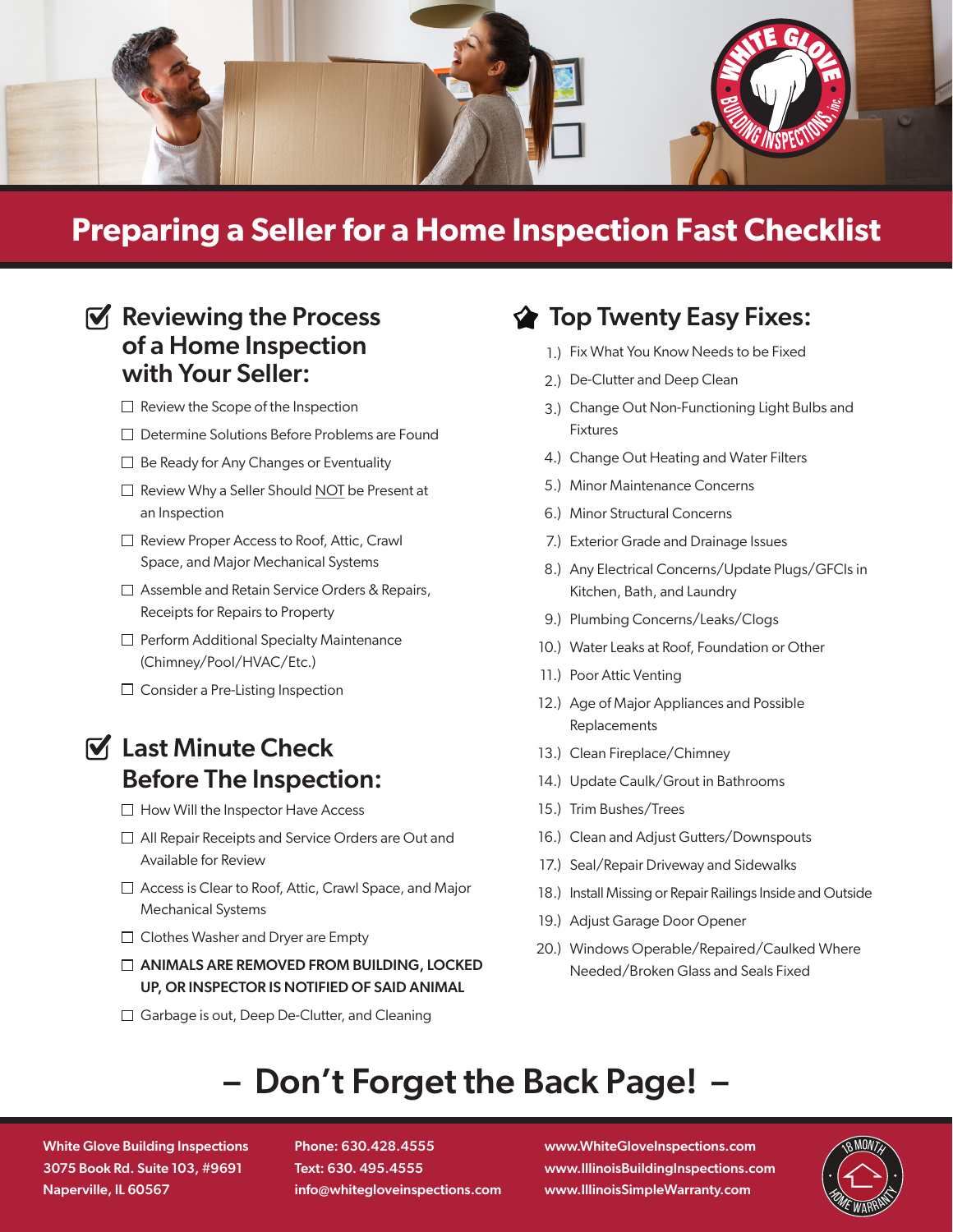# Preparing a Seller for a Home Inspection Fast Checklist

## Reviewing the Process of a Home Inspection with Your Seller:

- ☐ Review the Scope of the Inspection
- ☐ Determine Solutions Before Problems are Found
- ☐ Be Ready for Any Changes or Eventuality
- ☐ Review Why a Seller Should NOT be Present at an Inspection
- ☐ Review Proper Access to Roof, Attic, Crawl Space, and Major Mechanical Systems
- ☐ Assemble and Retain Service Orders & Repairs, Receipts for Repairs to Property
- ☐ Perform Additional Specialty Maintenance (Chimney/Pool/HVAC/Etc.)
- ☐ Consider a Pre-Listing Inspection

## Last Minute Check Before The Inspection:

- ☐ How Will the Inspector Have Access
- ☐ All Repair Receipts and Service Orders are Out and Available for Review
- ☐ Access is Clear to Roof, Attic, Crawl Space, and Major Mechanical Systems
- ☐ Clothes Washer and Dryer are Empty
- ☐ **ANIMALS ARE REMOVED FROM BUILDING, LOCKED UP, OR INSPECTOR IS NOTIFIED OF SAID ANIMAL**
- ☐ Garbage is out, Deep De-Clutter, and Cleaning

## Top Twenty Easy Fixes:

1.) Fix What You Know Needs to be Fixed
2.) De-Clutter and Deep Clean
3.) Change Out Non-Functioning Light Bulbs and Fixtures
4.) Change Out Heating and Water Filters
5.) Minor Maintenance Concerns
6.) Minor Structural Concerns
7.) Exterior Grade and Drainage Issues
8.) Any Electrical Concerns/Update Plugs/GFCIs in Kitchen, Bath, and Laundry
9.) Plumbing Concerns/Leaks/Clogs
10.) Water Leaks at Roof, Foundation or Other
11.) Poor Attic Venting
12.) Age of Major Appliances and Possible Replacements
13.) Clean Fireplace/Chimney
14.) Update Caulk/Grout in Bathrooms
15.) Trim Bushes/Trees
16.) Clean and Adjust Gutters/Downspouts
17.) Seal/Repair Driveway and Sidewalks
18.) Install Missing or Repair Railings Inside and Outside
19.) Adjust Garage Door Opener
20.) Windows Operable/Repaired/Caulked Where Needed/Broken Glass and Seals Fixed

# – Don't Forget the Back Page! –

**White Glove Building Inspections**
**3075 Book Rd. Suite 103, #9691**
**Naperville, IL 60567**

**Phone: 630.428.4555**
**Text: 630. 495.4555**
**info@whitegloveinspections.com**

**www.WhiteGloveInspections.com**
**www.IllinoisBuildingInspections.com**
**www.IllinoisSimpleWarranty.com**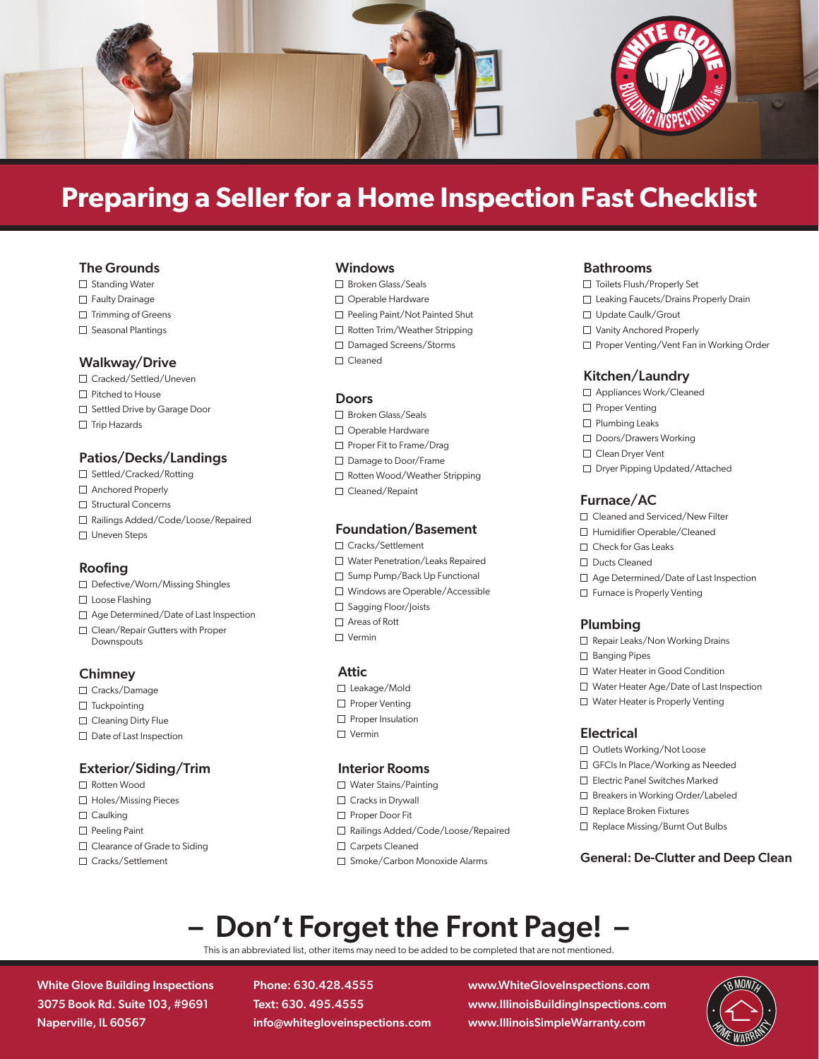# Preparing a Seller for a Home Inspection Fast Checklist

## The Grounds
- ☐ Standing Water
- ☐ Faulty Drainage
- ☐ Trimming of Greens
- ☐ Seasonal Plantings

## Walkway/Drive
- ☐ Cracked/Settled/Uneven
- ☐ Pitched to House
- ☐ Settled Drive by Garage Door
- ☐ Trip Hazards

## Patios/Decks/Landings
- ☐ Settled/Cracked/Rotting
- ☐ Anchored Properly
- ☐ Structural Concerns
- ☐ Railings Added/Code/Loose/Repaired
- ☐ Uneven Steps

## Roofing
- ☐ Defective/Worn/Missing Shingles
- ☐ Loose Flashing
- ☐ Age Determined/Date of Last Inspection
- ☐ Clean/Repair Gutters with Proper Downspouts

## Chimney
- ☐ Cracks/Damage
- ☐ Tuckpointing
- ☐ Cleaning Dirty Flue
- ☐ Date of Last Inspection

## Exterior/Siding/Trim
- ☐ Rotten Wood
- ☐ Holes/Missing Pieces
- ☐ Caulking
- ☐ Peeling Paint
- ☐ Clearance of Grade to Siding
- ☐ Cracks/Settlement

## Windows
- ☐ Broken Glass/Seals
- ☐ Operable Hardware
- ☐ Peeling Paint/Not Painted Shut
- ☐ Rotten Trim/Weather Stripping
- ☐ Damaged Screens/Storms
- ☐ Cleaned

## Doors
- ☐ Broken Glass/Seals
- ☐ Operable Hardware
- ☐ Proper Fit to Frame/Drag
- ☐ Damage to Door/Frame
- ☐ Rotten Wood/Weather Stripping
- ☐ Cleaned/Repaint

## Foundation/Basement
- ☐ Cracks/Settlement
- ☐ Water Penetration/Leaks Repaired
- ☐ Sump Pump/Back Up Functional
- ☐ Windows are Operable/Accessible
- ☐ Sagging Floor/Joists
- ☐ Areas of Rott
- ☐ Vermin

## Attic
- ☐ Leakage/Mold
- ☐ Proper Venting
- ☐ Proper Insulation
- ☐ Vermin

## Interior Rooms
- ☐ Water Stains/Painting
- ☐ Cracks in Drywall
- ☐ Proper Door Fit
- ☐ Railings Added/Code/Loose/Repaired
- ☐ Carpets Cleaned
- ☐ Smoke/Carbon Monoxide Alarms

## Bathrooms
- ☐ Toilets Flush/Properly Set
- ☐ Leaking Faucets/Drains Properly Drain
- ☐ Update Caulk/Grout
- ☐ Vanity Anchored Properly
- ☐ Proper Venting/Vent Fan in Working Order

## Kitchen/Laundry
- ☐ Appliances Work/Cleaned
- ☐ Proper Venting
- ☐ Plumbing Leaks
- ☐ Doors/Drawers Working
- ☐ Clean Dryer Vent
- ☐ Dryer Pipping Updated/Attached

## Furnace/AC
- ☐ Cleaned and Serviced/New Filter
- ☐ Humidifier Operable/Cleaned
- ☐ Check for Gas Leaks
- ☐ Ducts Cleaned
- ☐ Age Determined/Date of Last Inspection
- ☐ Furnace is Properly Venting

## Plumbing
- ☐ Repair Leaks/Non Working Drains
- ☐ Banging Pipes
- ☐ Water Heater in Good Condition
- ☐ Water Heater Age/Date of Last Inspection
- ☐ Water Heater is Properly Venting

## Electrical
- ☐ Outlets Working/Not Loose
- ☐ GFCIs In Place/Working as Needed
- ☐ Electric Panel Switches Marked
- ☐ Breakers in Working Order/Labeled
- ☐ Replace Broken Fixtures
- ☐ Replace Missing/Burnt Out Bulbs

## General: De-Clutter and Deep Clean

# – Don't Forget the Front Page! –

This is an abbreviated list, other items may need to be added to be completed that are not mentioned.

**White Glove Building Inspections**
**3075 Book Rd. Suite 103, #9691**
**Naperville, IL 60567**

**Phone: 630.428.4555**
**Text: 630. 495.4555**
**info@whitegloveinspections.com**

**www.WhiteGloveInspections.com**
**www.IllinoisBuildingInspections.com**
**www.IllinoisSimpleWarranty.com**